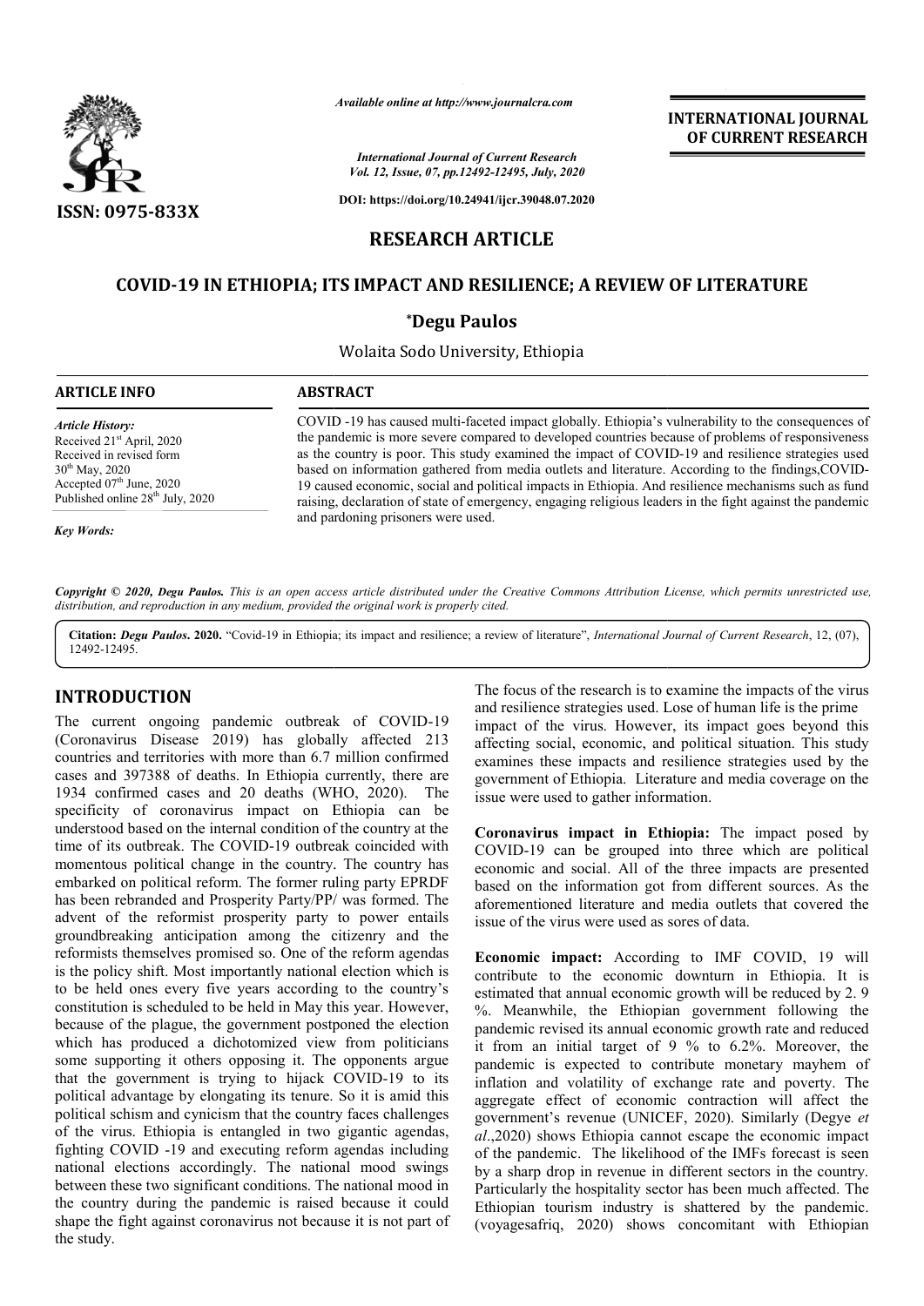*Available online at http://www.journalcra.com*

*International Journal of Current Research*
*Vol. 12, Issue, 07, pp.12492-12495, July, 2020*

**DOI: https://doi.org/10.24941/ijcr.39048.07.2020**

**ISSN: 0975-833X**

**INTERNATIONAL JOURNAL OF CURRENT RESEARCH**

## RESEARCH ARTICLE

# COVID-19 IN ETHIOPIA; ITS IMPACT AND RESILIENCE; A REVIEW OF LITERATURE

**\*Degu Paulos**

Wolaita Sodo University, Ethiopia

**ARTICLE INFO**

*Article History:*
Received 21st April, 2020
Received in revised form
30th May, 2020
Accepted 07th June, 2020
Published online 28th July, 2020

*Key Words:*

**ABSTRACT**

COVID -19 has caused multi-faceted impact globally. Ethiopia's vulnerability to the consequences of the pandemic is more severe compared to developed countries because of problems of responsiveness as the country is poor. This study examined the impact of COVID-19 and resilience strategies used based on information gathered from media outlets and literature. According to the findings,COVID-19 caused economic, social and political impacts in Ethiopia. And resilience mechanisms such as fund raising, declaration of state of emergency, engaging religious leaders in the fight against the pandemic and pardoning prisoners were used.

*Copyright © 2020, Degu Paulos. This is an open access article distributed under the Creative Commons Attribution License, which permits unrestricted use, distribution, and reproduction in any medium, provided the original work is properly cited.*

**Citation:** ***Degu Paulos.* 2020.** "Covid-19 in Ethiopia; its impact and resilience; a review of literature", *International Journal of Current Research*, 12, (07), 12492-12495.

## INTRODUCTION

The current ongoing pandemic outbreak of COVID-19 (Coronavirus Disease 2019) has globally affected 213 countries and territories with more than 6.7 million confirmed cases and 397388 of deaths. In Ethiopia currently, there are 1934 confirmed cases and 20 deaths (WHO, 2020). The specificity of coronavirus impact on Ethiopia can be understood based on the internal condition of the country at the time of its outbreak. The COVID-19 outbreak coincided with momentous political change in the country. The country has embarked on political reform. The former ruling party EPRDF has been rebranded and Prosperity Party/PP/ was formed. The advent of the reformist prosperity party to power entails groundbreaking anticipation among the citizenry and the reformists themselves promised so. One of the reform agendas is the policy shift. Most importantly national election which is to be held ones every five years according to the country's constitution is scheduled to be held in May this year. However, because of the plague, the government postponed the election which has produced a dichotomized view from politicians some supporting it others opposing it. The opponents argue that the government is trying to hijack COVID-19 to its political advantage by elongating its tenure. So it is amid this political schism and cynicism that the country faces challenges of the virus. Ethiopia is entangled in two gigantic agendas, fighting COVID -19 and executing reform agendas including national elections accordingly. The national mood swings between these two significant conditions. The national mood in the country during the pandemic is raised because it could shape the fight against coronavirus not because it is not part of the study.

The focus of the research is to examine the impacts of the virus and resilience strategies used. Lose of human life is the prime impact of the virus. However, its impact goes beyond this affecting social, economic, and political situation. This study examines these impacts and resilience strategies used by the government of Ethiopia. Literature and media coverage on the issue were used to gather information.

**Coronavirus impact in Ethiopia:** The impact posed by COVID-19 can be grouped into three which are political economic and social. All of the three impacts are presented based on the information got from different sources. As the aforementioned literature and media outlets that covered the issue of the virus were used as sores of data.

**Economic impact:** According to IMF COVID, 19 will contribute to the economic downturn in Ethiopia. It is estimated that annual economic growth will be reduced by 2. 9 %. Meanwhile, the Ethiopian government following the pandemic revised its annual economic growth rate and reduced it from an initial target of 9 % to 6.2%. Moreover, the pandemic is expected to contribute monetary mayhem of inflation and volatility of exchange rate and poverty. The aggregate effect of economic contraction will affect the government's revenue (UNICEF, 2020). Similarly (Degye *et al*.,2020) shows Ethiopia cannot escape the economic impact of the pandemic. The likelihood of the IMFs forecast is seen by a sharp drop in revenue in different sectors in the country. Particularly the hospitality sector has been much affected. The Ethiopian tourism industry is shattered by the pandemic. (voyagesafriq, 2020) shows concomitant with Ethiopian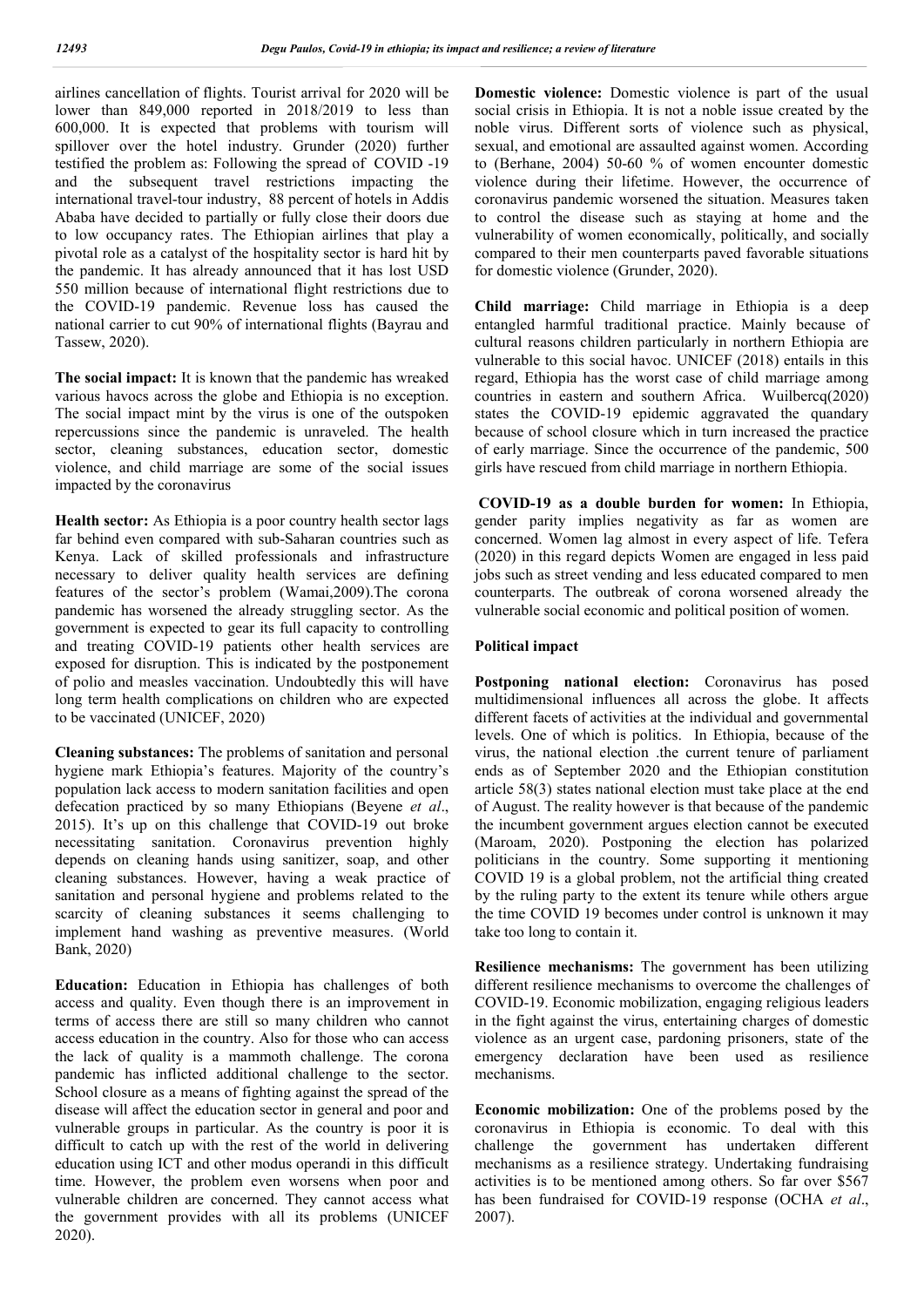airlines cancellation of flights. Tourist arrival for 2020 will be lower than 849,000 reported in 2018/2019 to less than 600,000. It is expected that problems with tourism will spillover over the hotel industry. Grunder (2020) further testified the problem as: Following the spread of COVID -19 and the subsequent travel restrictions impacting the international travel-tour industry, 88 percent of hotels in Addis Ababa have decided to partially or fully close their doors due to low occupancy rates. The Ethiopian airlines that play a pivotal role as a catalyst of the hospitality sector is hard hit by the pandemic. It has already announced that it has lost USD 550 million because of international flight restrictions due to the COVID-19 pandemic. Revenue loss has caused the national carrier to cut 90% of international flights (Bayrau and Tassew, 2020).

**The social impact:** It is known that the pandemic has wreaked various havocs across the globe and Ethiopia is no exception. The social impact mint by the virus is one of the outspoken repercussions since the pandemic is unraveled. The health sector, cleaning substances, education sector, domestic violence, and child marriage are some of the social issues impacted by the coronavirus

**Health sector:** As Ethiopia is a poor country health sector lags far behind even compared with sub-Saharan countries such as Kenya. Lack of skilled professionals and infrastructure necessary to deliver quality health services are defining features of the sector's problem (Wamai,2009).The corona pandemic has worsened the already struggling sector. As the government is expected to gear its full capacity to controlling and treating COVID-19 patients other health services are exposed for disruption. This is indicated by the postponement of polio and measles vaccination. Undoubtedly this will have long term health complications on children who are expected to be vaccinated (UNICEF, 2020)

**Cleaning substances:** The problems of sanitation and personal hygiene mark Ethiopia's features. Majority of the country's population lack access to modern sanitation facilities and open defecation practiced by so many Ethiopians (Beyene *et al*., 2015). It's up on this challenge that COVID-19 out broke necessitating sanitation. Coronavirus prevention highly depends on cleaning hands using sanitizer, soap, and other cleaning substances. However, having a weak practice of sanitation and personal hygiene and problems related to the scarcity of cleaning substances it seems challenging to implement hand washing as preventive measures. (World Bank, 2020)

**Education:** Education in Ethiopia has challenges of both access and quality. Even though there is an improvement in terms of access there are still so many children who cannot access education in the country. Also for those who can access the lack of quality is a mammoth challenge. The corona pandemic has inflicted additional challenge to the sector. School closure as a means of fighting against the spread of the disease will affect the education sector in general and poor and vulnerable groups in particular. As the country is poor it is difficult to catch up with the rest of the world in delivering education using ICT and other modus operandi in this difficult time. However, the problem even worsens when poor and vulnerable children are concerned. They cannot access what the government provides with all its problems (UNICEF 2020).

**Domestic violence:** Domestic violence is part of the usual social crisis in Ethiopia. It is not a noble issue created by the noble virus. Different sorts of violence such as physical, sexual, and emotional are assaulted against women. According to (Berhane, 2004) 50-60 % of women encounter domestic violence during their lifetime. However, the occurrence of coronavirus pandemic worsened the situation. Measures taken to control the disease such as staying at home and the vulnerability of women economically, politically, and socially compared to their men counterparts paved favorable situations for domestic violence (Grunder, 2020).

**Child marriage:** Child marriage in Ethiopia is a deep entangled harmful traditional practice. Mainly because of cultural reasons children particularly in northern Ethiopia are vulnerable to this social havoc. UNICEF (2018) entails in this regard, Ethiopia has the worst case of child marriage among countries in eastern and southern Africa. Wuilbercq(2020) states the COVID-19 epidemic aggravated the quandary because of school closure which in turn increased the practice of early marriage. Since the occurrence of the pandemic, 500 girls have rescued from child marriage in northern Ethiopia.

**COVID-19 as a double burden for women:** In Ethiopia, gender parity implies negativity as far as women are concerned. Women lag almost in every aspect of life. Tefera (2020) in this regard depicts Women are engaged in less paid jobs such as street vending and less educated compared to men counterparts. The outbreak of corona worsened already the vulnerable social economic and political position of women.

**Political impact**

**Postponing national election:** Coronavirus has posed multidimensional influences all across the globe. It affects different facets of activities at the individual and governmental levels. One of which is politics. In Ethiopia, because of the virus, the national election .the current tenure of parliament ends as of September 2020 and the Ethiopian constitution article 58(3) states national election must take place at the end of August. The reality however is that because of the pandemic the incumbent government argues election cannot be executed (Maroam, 2020). Postponing the election has polarized politicians in the country. Some supporting it mentioning COVID 19 is a global problem, not the artificial thing created by the ruling party to the extent its tenure while others argue the time COVID 19 becomes under control is unknown it may take too long to contain it.

**Resilience mechanisms:** The government has been utilizing different resilience mechanisms to overcome the challenges of COVID-19. Economic mobilization, engaging religious leaders in the fight against the virus, entertaining charges of domestic violence as an urgent case, pardoning prisoners, state of the emergency declaration have been used as resilience mechanisms.

**Economic mobilization:** One of the problems posed by the coronavirus in Ethiopia is economic. To deal with this challenge the government has undertaken different mechanisms as a resilience strategy. Undertaking fundraising activities is to be mentioned among others. So far over $567 has been fundraised for COVID-19 response (OCHA *et al*., 2007).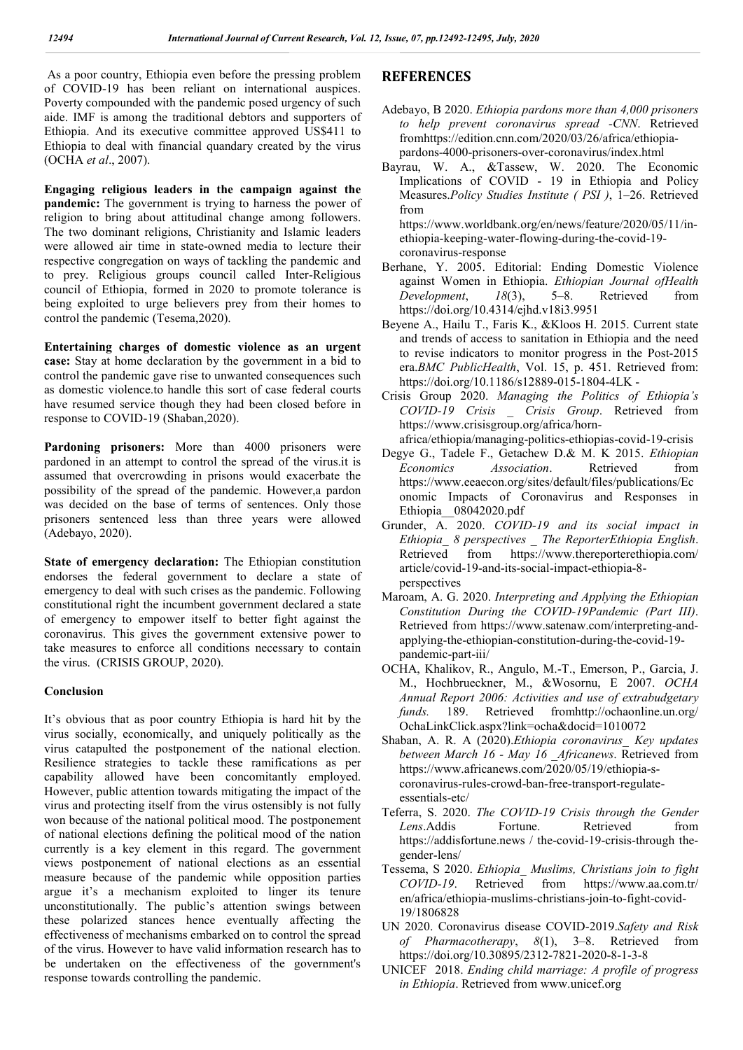As a poor country, Ethiopia even before the pressing problem of COVID-19 has been reliant on international auspices. Poverty compounded with the pandemic posed urgency of such aide. IMF is among the traditional debtors and supporters of Ethiopia. And its executive committee approved US$411 to Ethiopia to deal with financial quandary created by the virus (OCHA *et al*., 2007).

**Engaging religious leaders in the campaign against the pandemic:** The government is trying to harness the power of religion to bring about attitudinal change among followers. The two dominant religions, Christianity and Islamic leaders were allowed air time in state-owned media to lecture their respective congregation on ways of tackling the pandemic and to prey. Religious groups council called Inter-Religious council of Ethiopia, formed in 2020 to promote tolerance is being exploited to urge believers prey from their homes to control the pandemic (Tesema,2020).

**Entertaining charges of domestic violence as an urgent case:** Stay at home declaration by the government in a bid to control the pandemic gave rise to unwanted consequences such as domestic violence.to handle this sort of case federal courts have resumed service though they had been closed before in response to COVID-19 (Shaban,2020).

**Pardoning prisoners:** More than 4000 prisoners were pardoned in an attempt to control the spread of the virus.it is assumed that overcrowding in prisons would exacerbate the possibility of the spread of the pandemic. However,a pardon was decided on the base of terms of sentences. Only those prisoners sentenced less than three years were allowed (Adebayo, 2020).

**State of emergency declaration:** The Ethiopian constitution endorses the federal government to declare a state of emergency to deal with such crises as the pandemic. Following constitutional right the incumbent government declared a state of emergency to empower itself to better fight against the coronavirus. This gives the government extensive power to take measures to enforce all conditions necessary to contain the virus. (CRISIS GROUP, 2020).

### Conclusion

It's obvious that as poor country Ethiopia is hard hit by the virus socially, economically, and uniquely politically as the virus catapulted the postponement of the national election. Resilience strategies to tackle these ramifications as per capability allowed have been concomitantly employed. However, public attention towards mitigating the impact of the virus and protecting itself from the virus ostensibly is not fully won because of the national political mood. The postponement of national elections defining the political mood of the nation currently is a key element in this regard. The government views postponement of national elections as an essential measure because of the pandemic while opposition parties argue it's a mechanism exploited to linger its tenure unconstitutionally. The public's attention swings between these polarized stances hence eventually affecting the effectiveness of mechanisms embarked on to control the spread of the virus. However to have valid information research has to be undertaken on the effectiveness of the government's response towards controlling the pandemic.

## REFERENCES

Adebayo, B 2020. *Ethiopia pardons more than 4,000 prisoners to help prevent coronavirus spread -CNN*. Retrieved fromhttps://edition.cnn.com/2020/03/26/africa/ethiopia-pardons-4000-prisoners-over-coronavirus/index.html

Bayrau, W. A., &Tassew, W. 2020. The Economic Implications of COVID - 19 in Ethiopia and Policy Measures.*Policy Studies Institute ( PSI )*, 1–26. Retrieved from https://www.worldbank.org/en/news/feature/2020/05/11/in-ethiopia-keeping-water-flowing-during-the-covid-19-coronavirus-response

Berhane, Y. 2005. Editorial: Ending Domestic Violence against Women in Ethiopia. *Ethiopian Journal ofHealth Development*, *18*(3), 5–8. Retrieved from https://doi.org/10.4314/ejhd.v18i3.9951

Beyene A., Hailu T., Faris K., &Kloos H. 2015. Current state and trends of access to sanitation in Ethiopia and the need to revise indicators to monitor progress in the Post-2015 era.*BMC PublicHealth*, Vol. 15, p. 451. Retrieved from: https://doi.org/10.1186/s12889-015-1804-4LK -

Crisis Group 2020. *Managing the Politics of Ethiopia's COVID-19 Crisis _ Crisis Group*. Retrieved from https://www.crisisgroup.org/africa/horn-africa/ethiopia/managing-politics-ethiopias-covid-19-crisis

Degye G., Tadele F., Getachew D.& M. K 2015. *Ethiopian Economics Association*. Retrieved from https://www.eeaecon.org/sites/default/files/publications/Economic Impacts of Coronavirus and Responses in Ethiopia__08042020.pdf

Grunder, A. 2020. *COVID-19 and its social impact in Ethiopia_ 8 perspectives _ The ReporterEthiopia English*. Retrieved from https://www.thereporterethiopia.com/article/covid-19-and-its-social-impact-ethiopia-8-perspectives

Maroam, A. G. 2020. *Interpreting and Applying the Ethiopian Constitution During the COVID-19Pandemic (Part III)*. Retrieved from https://www.satenaw.com/interpreting-and-applying-the-ethiopian-constitution-during-the-covid-19-pandemic-part-iii/

OCHA, Khalikov, R., Angulo, M.-T., Emerson, P., Garcia, J. M., Hochbrueckner, M., &Wosornu, E 2007. *OCHA Annual Report 2006: Activities and use of extrabudgetary funds.* 189. Retrieved fromhttp://ochaonline.un.org/OchaLinkClick.aspx?link=ocha&docid=1010072

Shaban, A. R. A (2020).*Ethiopia coronavirus_ Key updates between March 16 - May 16 _Africanews*. Retrieved from https://www.africanews.com/2020/05/19/ethiopia-s-coronavirus-rules-crowd-ban-free-transport-regulate-essentials-etc/

Teferra, S. 2020. *The COVID-19 Crisis through the Gender Lens*.Addis Fortune. Retrieved from https://addisfortune.news / the-covid-19-crisis-through the-gender-lens/

Tessema, S 2020. *Ethiopia_ Muslims, Christians join to fight COVID-19*. Retrieved from https://www.aa.com.tr/en/africa/ethiopia-muslims-christians-join-to-fight-covid-19/1806828

UN 2020. Coronavirus disease COVID-2019.*Safety and Risk of Pharmacotherapy*, *8*(1), 3–8. Retrieved from https://doi.org/10.30895/2312-7821-2020-8-1-3-8

UNICEF 2018. *Ending child marriage: A profile of progress in Ethiopia*. Retrieved from www.unicef.org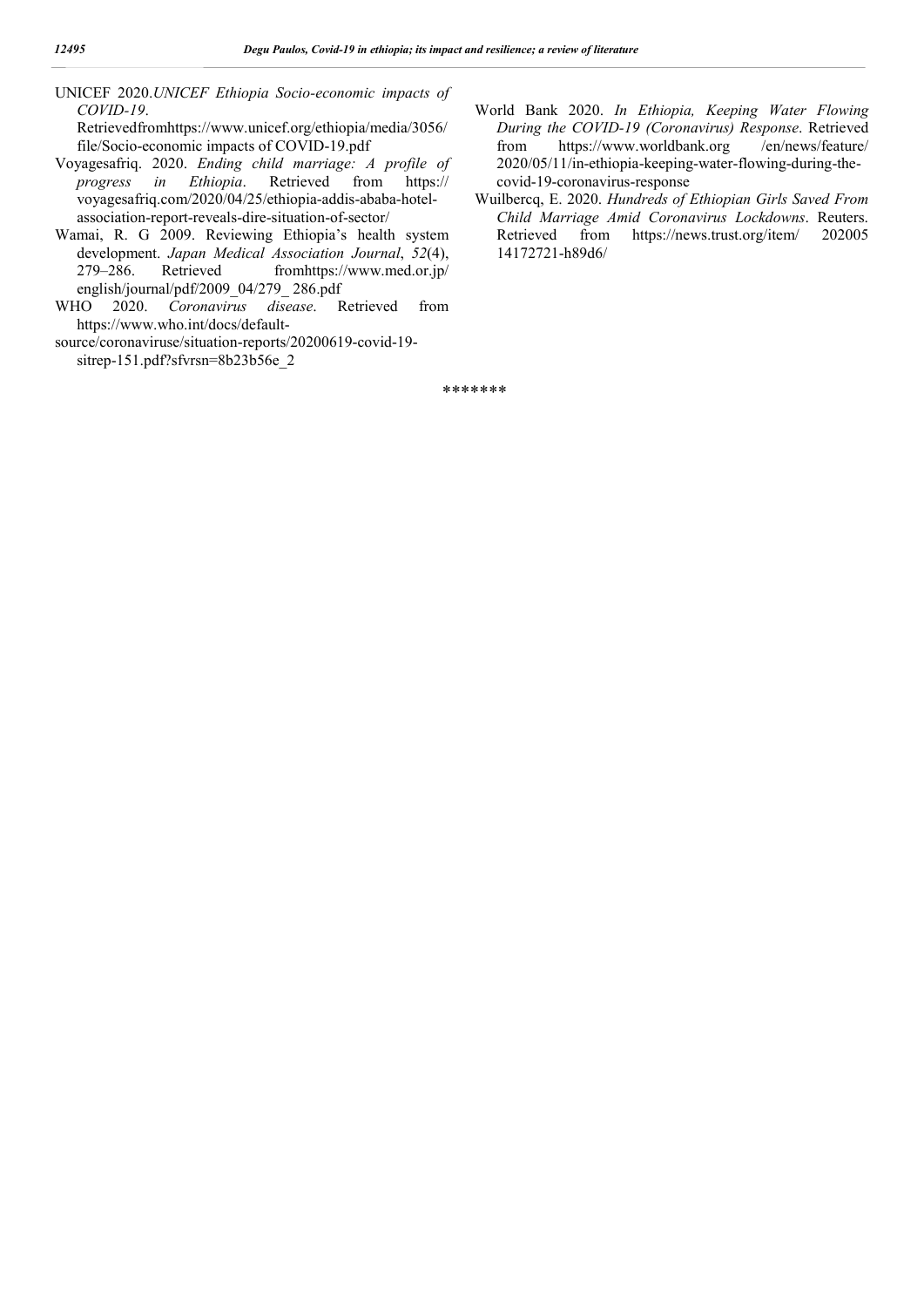UNICEF 2020. *UNICEF Ethiopia Socio-economic impacts of COVID-19*. Retrievedfromhttps://www.unicef.org/ethiopia/media/3056/file/Socio-economic impacts of COVID-19.pdf

Voyagesafriq. 2020. *Ending child marriage: A profile of progress in Ethiopia*. Retrieved from https://voyagesafriq.com/2020/04/25/ethiopia-addis-ababa-hotel-association-report-reveals-dire-situation-of-sector/

Wamai, R. G 2009. Reviewing Ethiopia's health system development. *Japan Medical Association Journal*, *52*(4), 279–286. Retrieved fromhttps://www.med.or.jp/english/journal/pdf/2009_04/279_ 286.pdf

WHO 2020. *Coronavirus disease*. Retrieved from https://www.who.int/docs/default-source/coronaviruse/situation-reports/20200619-covid-19-sitrep-151.pdf?sfvrsn=8b23b56e_2

World Bank 2020. *In Ethiopia, Keeping Water Flowing During the COVID-19 (Coronavirus) Response*. Retrieved from https://www.worldbank.org /en/news/feature/2020/05/11/in-ethiopia-keeping-water-flowing-during-the-covid-19-coronavirus-response

Wuilbercq, E. 2020. *Hundreds of Ethiopian Girls Saved From Child Marriage Amid Coronavirus Lockdowns*. Reuters. Retrieved from https://news.trust.org/item/ 202005 14172721-h89d6/

*******